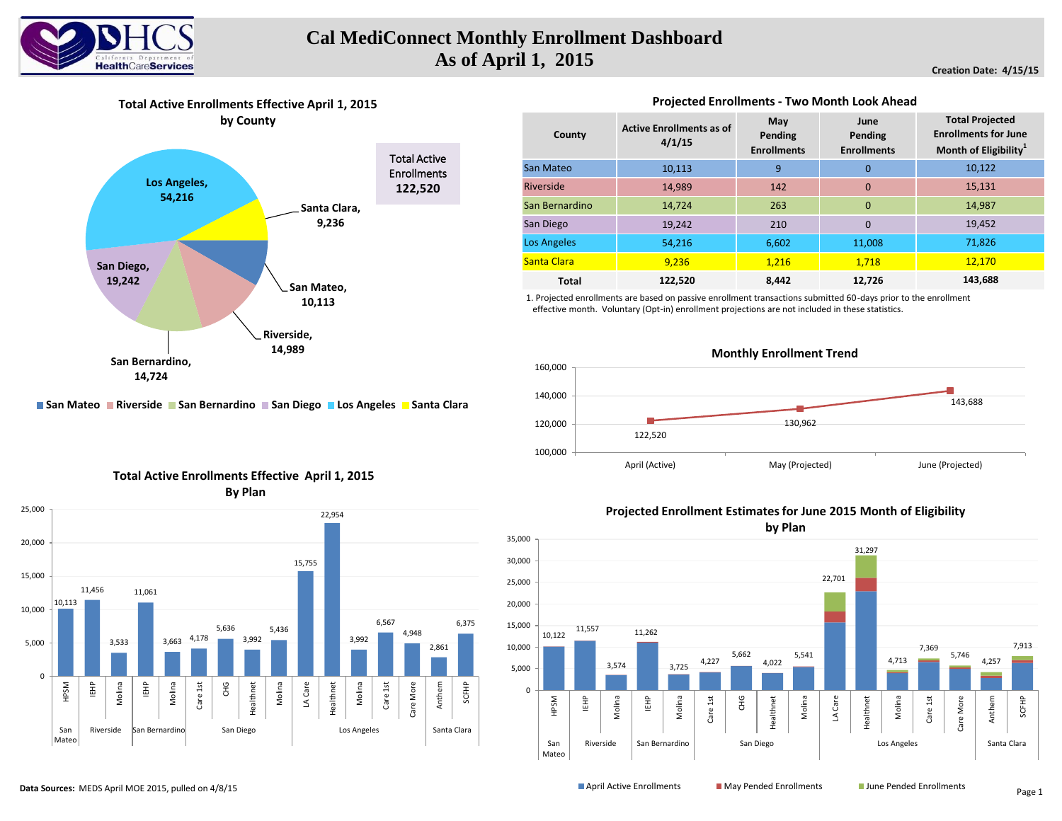# Cal MediConnect Monthly Enrollment Dashboard
# As of April 1, 2015

Creation Date: 4/15/15

## Total Active Enrollments Effective April 1, 2015 by County

| County | Enrollments |
|---|---|
| Los Angeles | 54,216 |
| Santa Clara | 9,236 |
| San Mateo | 10,113 |
| Riverside | 14,989 |
| San Bernardino | 14,724 |
| San Diego | 19,242 |

Total Active Enrollments **122,520**

## Projected Enrollments - Two Month Look Ahead

| County | Active Enrollments as of 4/1/15 | May Pending Enrollments | June Pending Enrollments | Total Projected Enrollments for June Month of Eligibility[1] |
|---|---|---|---|---|
| San Mateo | 10,113 | 9 | 0 | 10,122 |
| Riverside | 14,989 | 142 | 0 | 15,131 |
| San Bernardino | 14,724 | 263 | 0 | 14,987 |
| San Diego | 19,242 | 210 | 0 | 19,452 |
| Los Angeles | 54,216 | 6,602 | 11,008 | 71,826 |
| Santa Clara | 9,236 | 1,216 | 1,718 | 12,170 |
| **Total** | **122,520** | **8,442** | **12,726** | **143,688** |

1. Projected enrollments are based on passive enrollment transactions submitted 60-days prior to the enrollment effective month. Voluntary (Opt-in) enrollment projections are not included in these statistics.

## Monthly Enrollment Trend

| Month | Enrollments |
|---|---|
| April (Active) | 122,520 |
| May (Projected) | 130,962 |
| June (Projected) | 143,688 |

## Total Active Enrollments Effective April 1, 2015 By Plan

| County | Plan | Enrollments |
|---|---|---|
| San Mateo | HPSM | 10,113 |
| Riverside | IEHP | 11,456 |
| Riverside | Molina | 3,533 |
| San Bernardino | IEHP | 11,061 |
| San Bernardino | Molina | 3,663 |
| San Diego | Care 1st | 4,178 |
| San Diego | CHG | 5,636 |
| San Diego | Healthnet | 3,992 |
| San Diego | Molina | 5,436 |
| Los Angeles | LA Care | 15,755 |
| Los Angeles | Healthnet | 22,954 |
| Los Angeles | Molina | 3,992 |
| Los Angeles | Care 1st | 6,567 |
| Los Angeles | Care More | 4,948 |
| Santa Clara | Anthem | 2,861 |
| Santa Clara | SCFHP | 6,375 |

## Projected Enrollment Estimates for June 2015 Month of Eligibility by Plan

| County | Plan | Projected Total |
|---|---|---|
| San Mateo | HPSM | 10,122 |
| Riverside | IEHP | 11,557 |
| Riverside | Molina | 3,574 |
| San Bernardino | IEHP | 11,262 |
| San Bernardino | Molina | 3,725 |
| San Diego | Care 1st | 4,227 |
| San Diego | CHG | 5,662 |
| San Diego | Healthnet | 4,022 |
| San Diego | Molina | 5,541 |
| Los Angeles | LA Care | 22,701 |
| Los Angeles | Healthnet | 31,297 |
| Los Angeles | Molina | 4,713 |
| Los Angeles | Care 1st | 7,369 |
| Los Angeles | Care More | 5,746 |
| Santa Clara | Anthem | 4,257 |
| Santa Clara | SCFHP | 7,913 |

April Active Enrollments | May Pended Enrollments | June Pended Enrollments

**Data Sources:** MEDS April MOE 2015, pulled on 4/8/15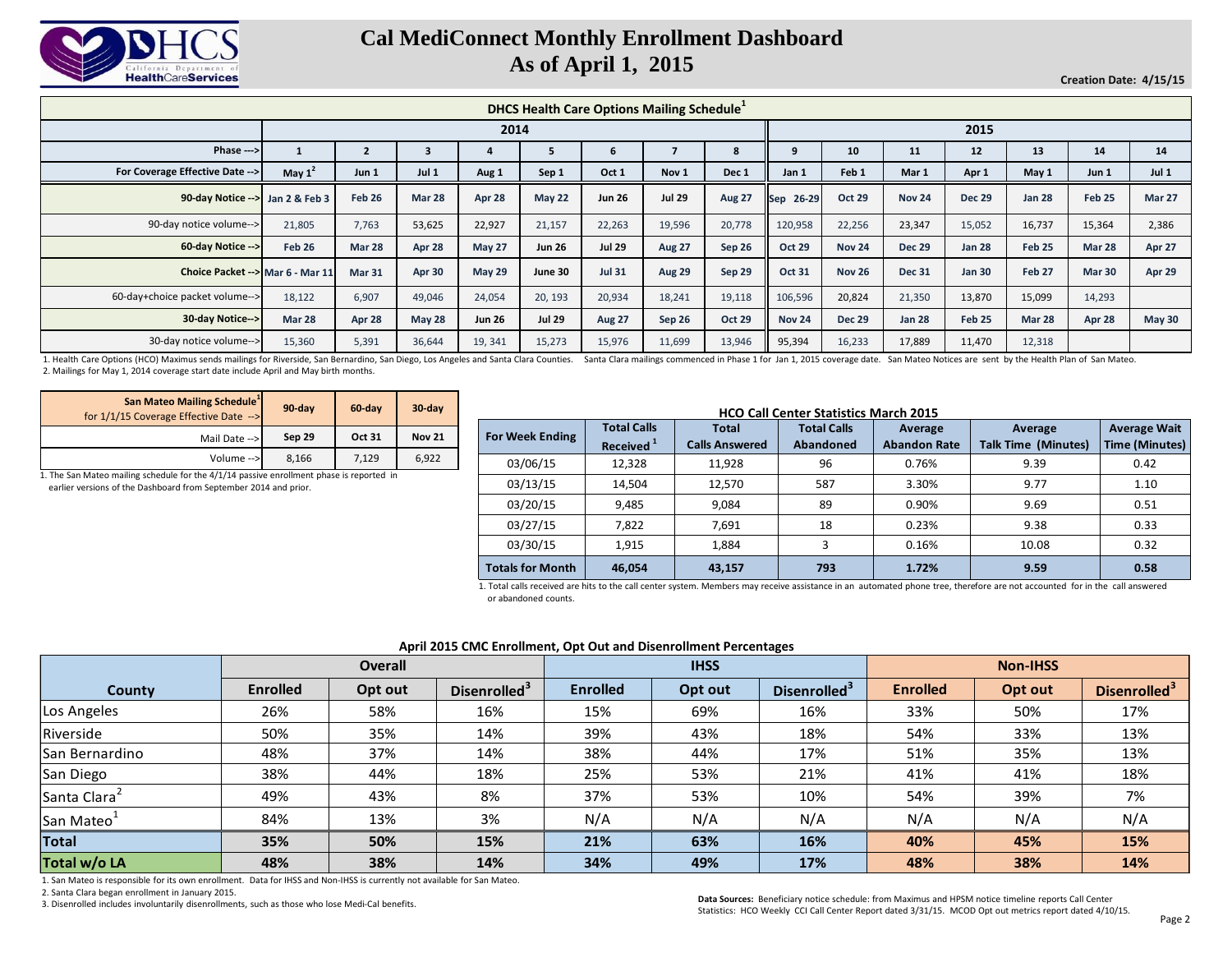# Cal MediConnect Monthly Enrollment Dashboard
## As of April 1, 2015

**Creation Date: 4/15/15**

### DHCS Health Care Options Mailing Schedule[1]

| | 2014 | | | | | | | | 2015 | | | | | | |
|---|---|---|---|---|---|---|---|---|---|---|---|---|---|---|---|
| **Phase --->** | 1 | 2 | 3 | 4 | 5 | 6 | 7 | 8 | 9 | 10 | 11 | 12 | 13 | 14 | 14 |
| **For Coverage Effective Date -->** | May 1[2] | Jun 1 | Jul 1 | Aug 1 | Sep 1 | Oct 1 | Nov 1 | Dec 1 | Jan 1 | Feb 1 | Mar 1 | Apr 1 | May 1 | Jun 1 | Jul 1 |
| **90-day Notice -->** | Jan 2 & Feb 3 | Feb 26 | Mar 28 | Apr 28 | May 22 | Jun 26 | Jul 29 | Aug 27 | Sep 26-29 | Oct 29 | Nov 24 | Dec 29 | Jan 28 | Feb 25 | Mar 27 |
| 90-day notice volume--> | 21,805 | 7,763 | 53,625 | 22,927 | 21,157 | 22,263 | 19,596 | 20,778 | 120,958 | 22,256 | 23,347 | 15,052 | 16,737 | 15,364 | 2,386 |
| **60-day Notice -->** | Feb 26 | Mar 28 | Apr 28 | May 27 | Jun 26 | Jul 29 | Aug 27 | Sep 26 | Oct 29 | Nov 24 | Dec 29 | Jan 28 | Feb 25 | Mar 28 | Apr 27 |
| **Choice Packet -->** | Mar 6 - Mar 11 | Mar 31 | Apr 30 | May 29 | June 30 | Jul 31 | Aug 29 | Sep 29 | Oct 31 | Nov 26 | Dec 31 | Jan 30 | Feb 27 | Mar 30 | Apr 29 |
| 60-day+choice packet volume--> | 18,122 | 6,907 | 49,046 | 24,054 | 20, 193 | 20,934 | 18,241 | 19,118 | 106,596 | 20,824 | 21,350 | 13,870 | 15,099 | 14,293 | |
| **30-day Notice-->** | Mar 28 | Apr 28 | May 28 | Jun 26 | Jul 29 | Aug 27 | Sep 26 | Oct 29 | Nov 24 | Dec 29 | Jan 28 | Feb 25 | Mar 28 | Apr 28 | May 30 |
| 30-day notice volume--> | 15,360 | 5,391 | 36,644 | 19, 341 | 15,273 | 15,976 | 11,699 | 13,946 | 95,394 | 16,233 | 17,889 | 11,470 | 12,318 | | |

1. Health Care Options (HCO) Maximus sends mailings for Riverside, San Bernardino, San Diego, Los Angeles and Santa Clara Counties. Santa Clara mailings commenced in Phase 1 for Jan 1, 2015 coverage date. San Mateo Notices are sent by the Health Plan of San Mateo.
2. Mailings for May 1, 2014 coverage start date include April and May birth months.

| San Mateo Mailing Schedule[1] for 1/1/15 Coverage Effective Date --> | 90-day | 60-day | 30-day |
|---|---|---|---|
| Mail Date --> | Sep 29 | Oct 31 | Nov 21 |
| Volume --> | 8,166 | 7,129 | 6,922 |

1. The San Mateo mailing schedule for the 4/1/14 passive enrollment phase is reported in earlier versions of the Dashboard from September 2014 and prior.

### HCO Call Center Statistics March 2015

| For Week Ending | Total Calls Received[1] | Total Calls Answered | Total Calls Abandoned | Average Abandon Rate | Average Talk Time (Minutes) | Average Wait Time (Minutes) |
|---|---|---|---|---|---|---|
| 03/06/15 | 12,328 | 11,928 | 96 | 0.76% | 9.39 | 0.42 |
| 03/13/15 | 14,504 | 12,570 | 587 | 3.30% | 9.77 | 1.10 |
| 03/20/15 | 9,485 | 9,084 | 89 | 0.90% | 9.69 | 0.51 |
| 03/27/15 | 7,822 | 7,691 | 18 | 0.23% | 9.38 | 0.33 |
| 03/30/15 | 1,915 | 1,884 | 3 | 0.16% | 10.08 | 0.32 |
| **Totals for Month** | **46,054** | **43,157** | **793** | **1.72%** | **9.59** | **0.58** |

1. Total calls received are hits to the call center system. Members may receive assistance in an automated phone tree, therefore are not accounted for in the call answered or abandoned counts.

### April 2015 CMC Enrollment, Opt Out and Disenrollment Percentages

| | Overall | | | IHSS | | | Non-IHSS | | |
|---|---|---|---|---|---|---|---|---|---|
| **County** | **Enrolled** | **Opt out** | **Disenrolled[3]** | **Enrolled** | **Opt out** | **Disenrolled[3]** | **Enrolled** | **Opt out** | **Disenrolled[3]** |
| Los Angeles | 26% | 58% | 16% | 15% | 69% | 16% | 33% | 50% | 17% |
| Riverside | 50% | 35% | 14% | 39% | 43% | 18% | 54% | 33% | 13% |
| San Bernardino | 48% | 37% | 14% | 38% | 44% | 17% | 51% | 35% | 13% |
| San Diego | 38% | 44% | 18% | 25% | 53% | 21% | 41% | 41% | 18% |
| Santa Clara[2] | 49% | 43% | 8% | 37% | 53% | 10% | 54% | 39% | 7% |
| San Mateo[1] | 84% | 13% | 3% | N/A | N/A | N/A | N/A | N/A | N/A |
| **Total** | **35%** | **50%** | **15%** | **21%** | **63%** | **16%** | **40%** | **45%** | **15%** |
| **Total w/o LA** | **48%** | **38%** | **14%** | **34%** | **49%** | **17%** | **48%** | **38%** | **14%** |

1. San Mateo is responsible for its own enrollment. Data for IHSS and Non-IHSS is currently not available for San Mateo.
2. Santa Clara began enrollment in January 2015.
3. Disenrolled includes involuntarily disenrollments, such as those who lose Medi-Cal benefits.

**Data Sources:** Beneficiary notice schedule: from Maximus and HPSM notice timeline reports Call Center Statistics: HCO Weekly CCI Call Center Report dated 3/31/15. MCOD Opt out metrics report dated 4/10/15.